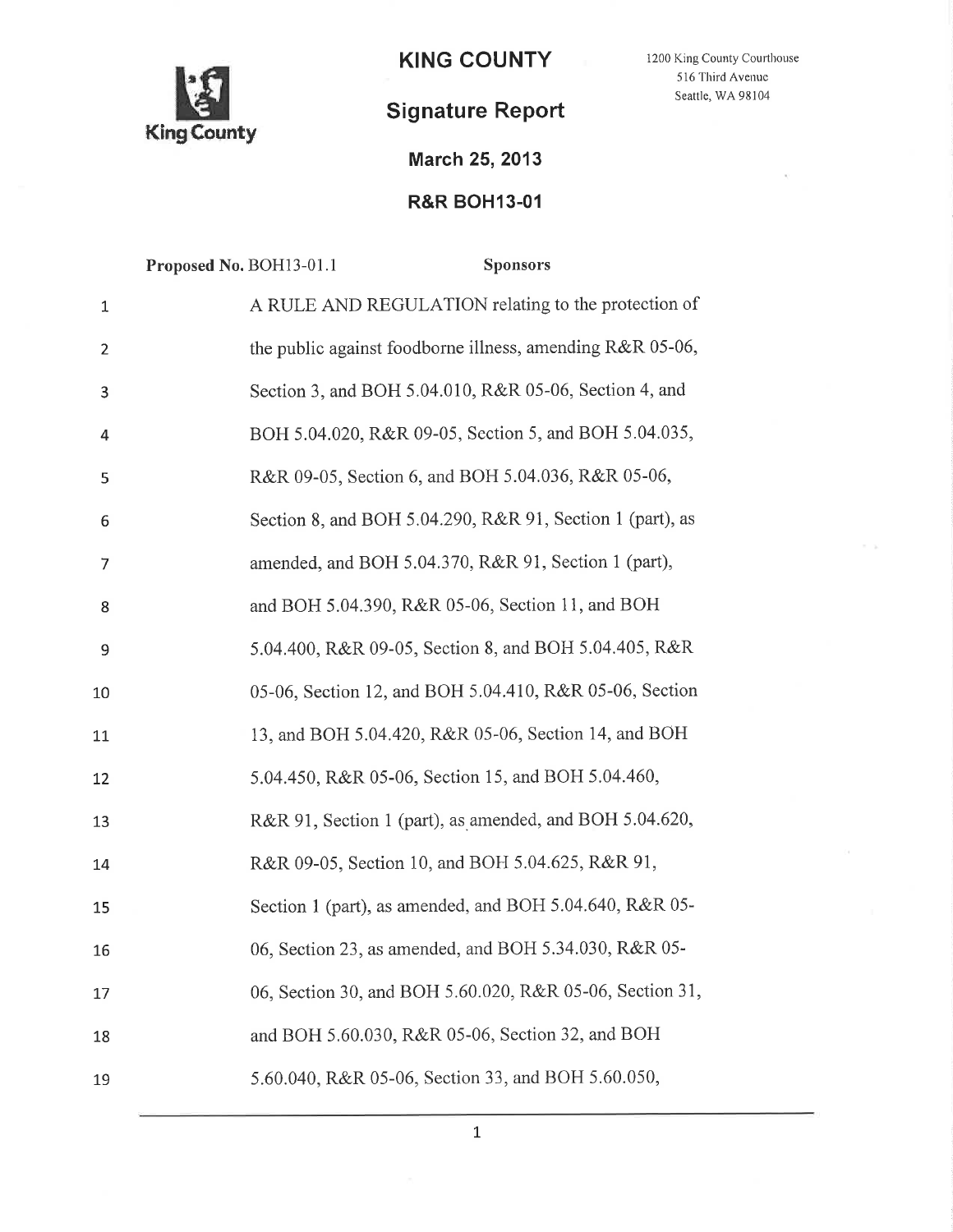# KING COUNTY

1200 King County Courthouse
516 Third Avenue
Seattle, WA 98104

## Signature Report

**March 25, 2013**

**R&R BOH13-01**

**Proposed No.** BOH13-01.1 **Sponsors**

1 A RULE AND REGULATION relating to the protection of
2 the public against foodborne illness, amending R&R 05-06,
3 Section 3, and BOH 5.04.010, R&R 05-06, Section 4, and
4 BOH 5.04.020, R&R 09-05, Section 5, and BOH 5.04.035,
5 R&R 09-05, Section 6, and BOH 5.04.036, R&R 05-06,
6 Section 8, and BOH 5.04.290, R&R 91, Section 1 (part), as
7 amended, and BOH 5.04.370, R&R 91, Section 1 (part),
8 and BOH 5.04.390, R&R 05-06, Section 11, and BOH
9 5.04.400, R&R 09-05, Section 8, and BOH 5.04.405, R&R
10 05-06, Section 12, and BOH 5.04.410, R&R 05-06, Section
11 13, and BOH 5.04.420, R&R 05-06, Section 14, and BOH
12 5.04.450, R&R 05-06, Section 15, and BOH 5.04.460,
13 R&R 91, Section 1 (part), as amended, and BOH 5.04.620,
14 R&R 09-05, Section 10, and BOH 5.04.625, R&R 91,
15 Section 1 (part), as amended, and BOH 5.04.640, R&R 05-
16 06, Section 23, as amended, and BOH 5.34.030, R&R 05-
17 06, Section 30, and BOH 5.60.020, R&R 05-06, Section 31,
18 and BOH 5.60.030, R&R 05-06, Section 32, and BOH
19 5.60.040, R&R 05-06, Section 33, and BOH 5.60.050,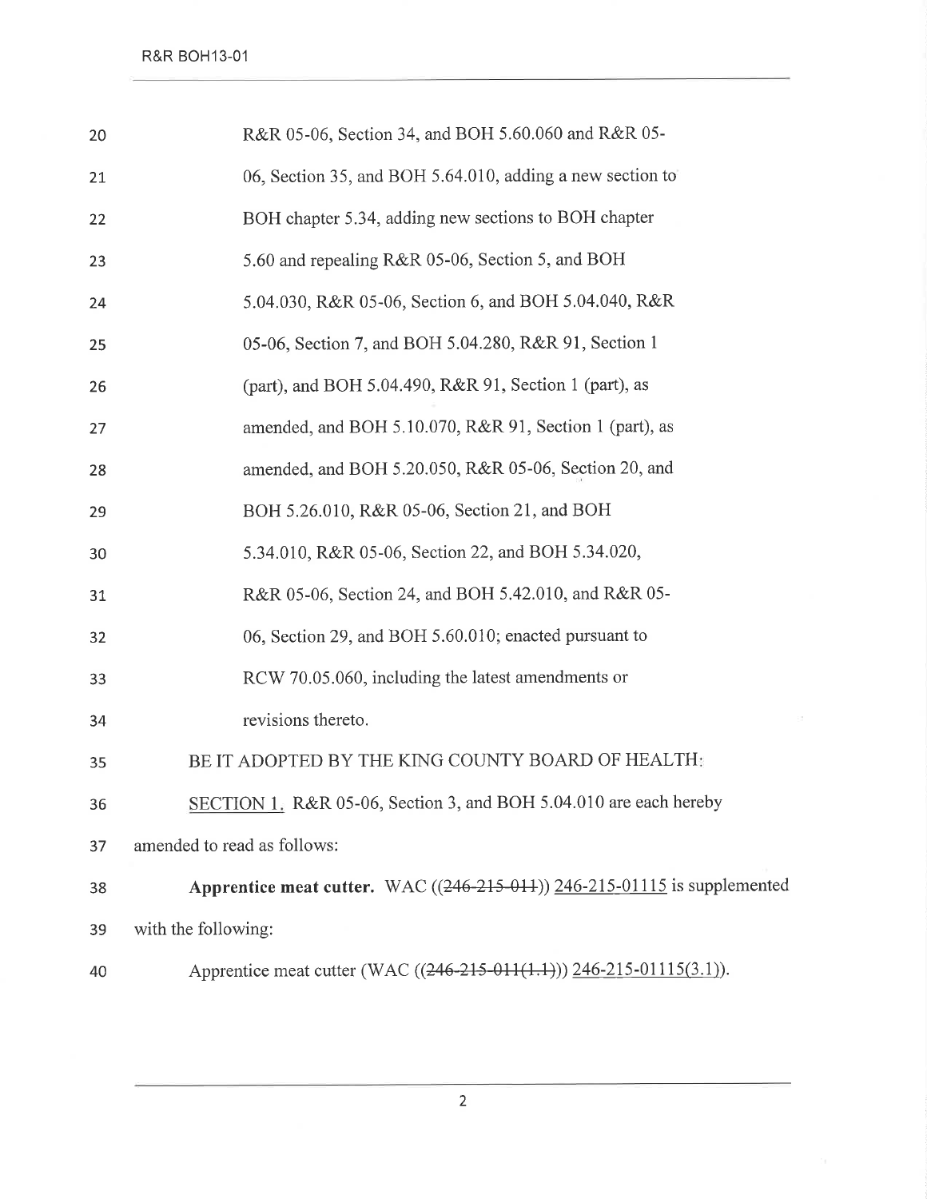R&R 05-06, Section 34, and BOH 5.60.060 and R&R 05-06, Section 35, and BOH 5.64.010, adding a new section to BOH chapter 5.34, adding new sections to BOH chapter 5.60 and repealing R&R 05-06, Section 5, and BOH 5.04.030, R&R 05-06, Section 6, and BOH 5.04.040, R&R 05-06, Section 7, and BOH 5.04.280, R&R 91, Section 1 (part), and BOH 5.04.490, R&R 91, Section 1 (part), as amended, and BOH 5.10.070, R&R 91, Section 1 (part), as amended, and BOH 5.20.050, R&R 05-06, Section 20, and BOH 5.26.010, R&R 05-06, Section 21, and BOH 5.34.010, R&R 05-06, Section 22, and BOH 5.34.020, R&R 05-06, Section 24, and BOH 5.42.010, and R&R 05-06, Section 29, and BOH 5.60.010; enacted pursuant to RCW 70.05.060, including the latest amendments or revisions thereto.

BE IT ADOPTED BY THE KING COUNTY BOARD OF HEALTH:

<u>SECTION 1.</u> R&R 05-06, Section 3, and BOH 5.04.010 are each hereby amended to read as follows:

**Apprentice meat cutter.** WAC ((~~246-215-011~~)) <u>246-215-01115</u> is supplemented with the following:

Apprentice meat cutter (WAC ((~~246-215-011(1.1)~~)) <u>246-215-01115(3.1)</u>).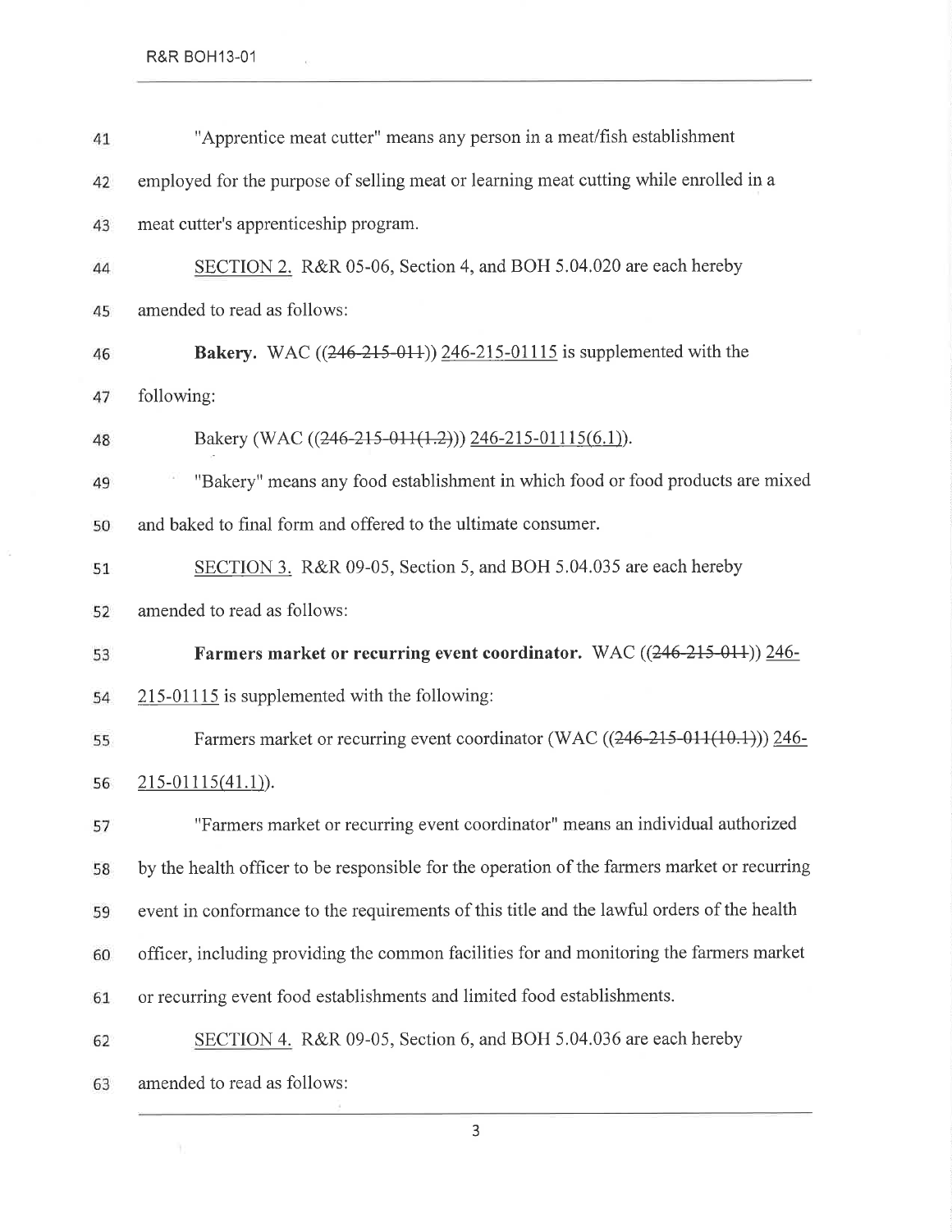"Apprentice meat cutter" means any person in a meat/fish establishment employed for the purpose of selling meat or learning meat cutting while enrolled in a meat cutter's apprenticeship program.

SECTION 2. R&R 05-06, Section 4, and BOH 5.04.020 are each hereby amended to read as follows:

**Bakery.** WAC ((~~246-215-011~~)) 246-215-01115 is supplemented with the following:

Bakery (WAC ((~~246-215-011(1.2)~~)) 246-215-01115(6.1)).

"Bakery" means any food establishment in which food or food products are mixed and baked to final form and offered to the ultimate consumer.

SECTION 3. R&R 09-05, Section 5, and BOH 5.04.035 are each hereby amended to read as follows:

**Farmers market or recurring event coordinator.** WAC ((~~246-215-011~~)) 246-215-01115 is supplemented with the following:

Farmers market or recurring event coordinator (WAC ((~~246-215-011(10.1)~~)) 246-215-01115(41.1)).

"Farmers market or recurring event coordinator" means an individual authorized by the health officer to be responsible for the operation of the farmers market or recurring event in conformance to the requirements of this title and the lawful orders of the health officer, including providing the common facilities for and monitoring the farmers market or recurring event food establishments and limited food establishments.

SECTION 4. R&R 09-05, Section 6, and BOH 5.04.036 are each hereby amended to read as follows: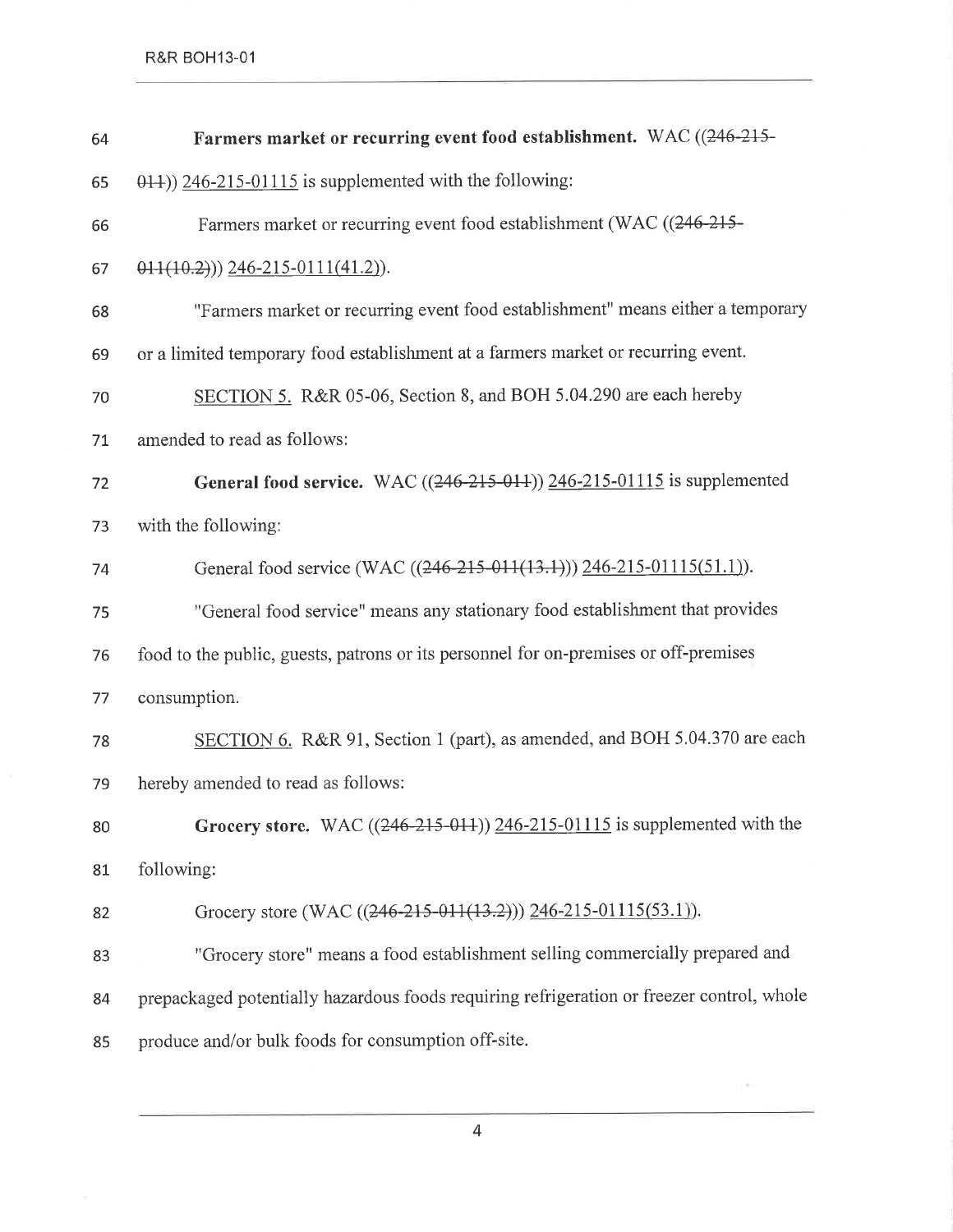**Farmers market or recurring event food establishment.** WAC ((~~246-215-011~~)) 246-215-01115 is supplemented with the following:

Farmers market or recurring event food establishment (WAC ((~~246-215-011(10.2)~~)) 246-215-0111(41.2)).

"Farmers market or recurring event food establishment" means either a temporary or a limited temporary food establishment at a farmers market or recurring event.

SECTION 5. R&R 05-06, Section 8, and BOH 5.04.290 are each hereby amended to read as follows:

**General food service.** WAC ((~~246-215-011~~)) 246-215-01115 is supplemented with the following:

General food service (WAC ((~~246-215-011(13.1)~~)) 246-215-01115(51.1)).

"General food service" means any stationary food establishment that provides food to the public, guests, patrons or its personnel for on-premises or off-premises consumption.

SECTION 6. R&R 91, Section 1 (part), as amended, and BOH 5.04.370 are each hereby amended to read as follows:

**Grocery store.** WAC ((~~246-215-011~~)) 246-215-01115 is supplemented with the following:

Grocery store (WAC ((~~246-215-011(13.2)~~)) 246-215-01115(53.1)).

"Grocery store" means a food establishment selling commercially prepared and prepackaged potentially hazardous foods requiring refrigeration or freezer control, whole produce and/or bulk foods for consumption off-site.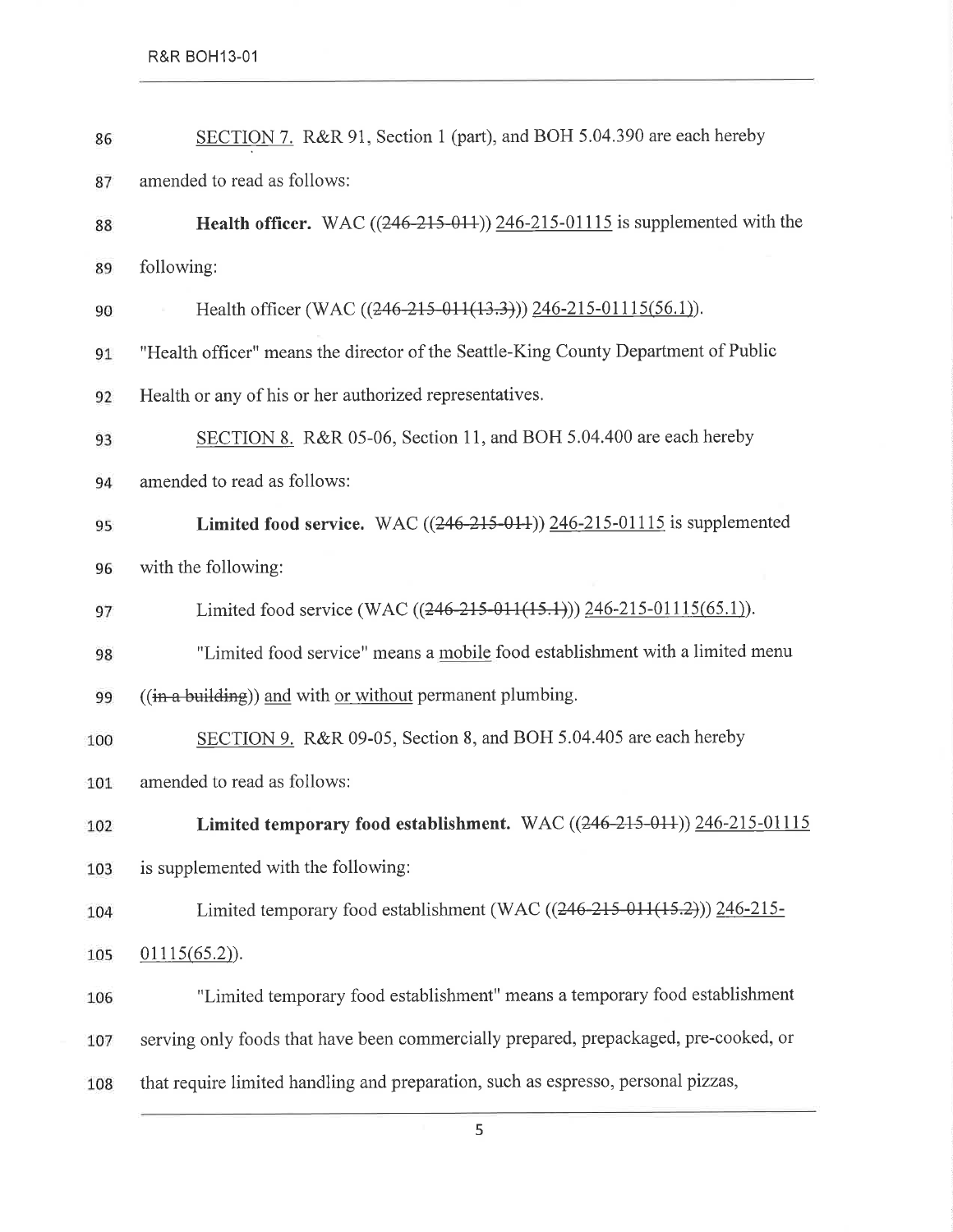SECTION 7. R&R 91, Section 1 (part), and BOH 5.04.390 are each hereby amended to read as follows:

**Health officer.** WAC ((~~246-215-011~~)) 246-215-01115 is supplemented with the following:

Health officer (WAC ((~~246-215-011(13.3)~~)) 246-215-01115(56.1)).

"Health officer" means the director of the Seattle-King County Department of Public Health or any of his or her authorized representatives.

SECTION 8. R&R 05-06, Section 11, and BOH 5.04.400 are each hereby amended to read as follows:

**Limited food service.** WAC ((~~246-215-011~~)) 246-215-01115 is supplemented with the following:

Limited food service (WAC ((~~246-215-011(15.1)~~)) 246-215-01115(65.1)).

"Limited food service" means a mobile food establishment with a limited menu ((~~in a building~~)) and with or without permanent plumbing.

SECTION 9. R&R 09-05, Section 8, and BOH 5.04.405 are each hereby amended to read as follows:

**Limited temporary food establishment.** WAC ((~~246-215-011~~)) 246-215-01115 is supplemented with the following:

Limited temporary food establishment (WAC ((~~246-215-011(15.2)~~)) 246-215-01115(65.2)).

"Limited temporary food establishment" means a temporary food establishment serving only foods that have been commercially prepared, prepackaged, pre-cooked, or that require limited handling and preparation, such as espresso, personal pizzas,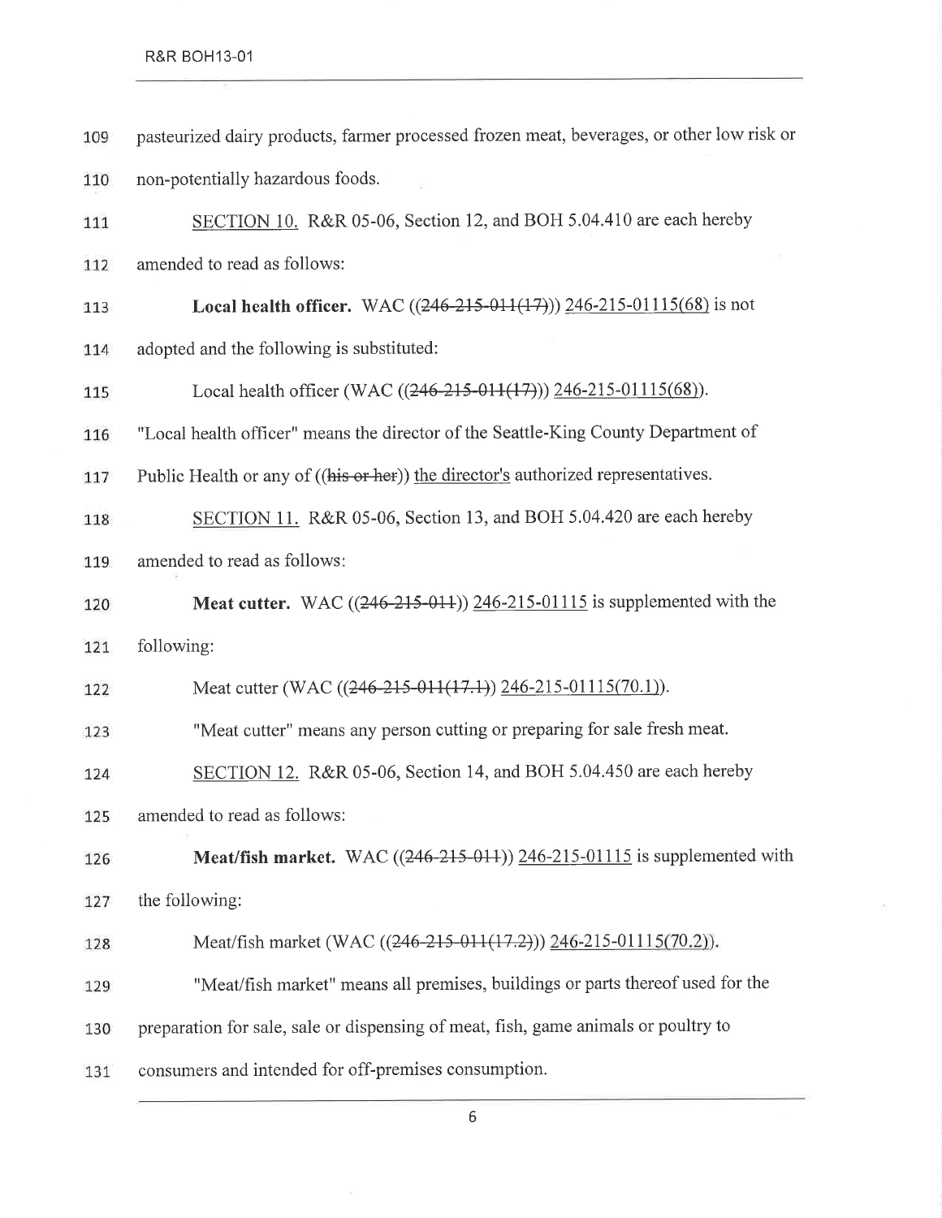pasteurized dairy products, farmer processed frozen meat, beverages, or other low risk or non-potentially hazardous foods.

SECTION 10. R&R 05-06, Section 12, and BOH 5.04.410 are each hereby amended to read as follows:

**Local health officer.** WAC ((~~246-215-011(17)~~)) 246-215-01115(68) is not adopted and the following is substituted:

Local health officer (WAC ((~~246-215-011(17)~~)) 246-215-01115(68)).

"Local health officer" means the director of the Seattle-King County Department of Public Health or any of ((~~his or her~~)) the director's authorized representatives.

SECTION 11. R&R 05-06, Section 13, and BOH 5.04.420 are each hereby amended to read as follows:

**Meat cutter.** WAC ((~~246-215-011~~)) 246-215-01115 is supplemented with the following:

Meat cutter (WAC ((~~246-215-011(17.1)~~) 246-215-01115(70.1)).

"Meat cutter" means any person cutting or preparing for sale fresh meat.

SECTION 12. R&R 05-06, Section 14, and BOH 5.04.450 are each hereby amended to read as follows:

**Meat/fish market.** WAC ((~~246-215-011~~)) 246-215-01115 is supplemented with the following:

Meat/fish market (WAC ((~~246-215-011(17.2)~~)) 246-215-01115(70.2)).

"Meat/fish market" means all premises, buildings or parts thereof used for the preparation for sale, sale or dispensing of meat, fish, game animals or poultry to consumers and intended for off-premises consumption.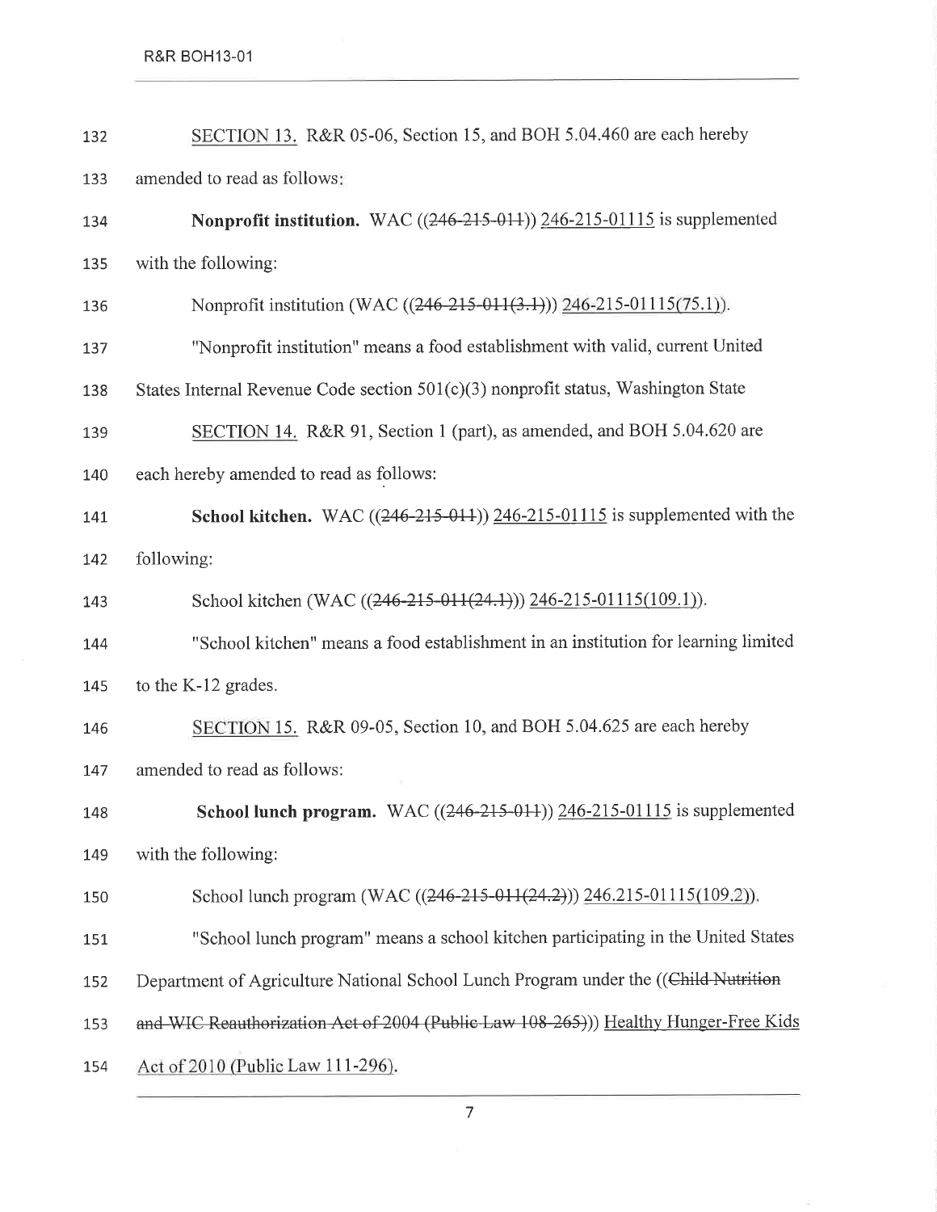SECTION 13. R&R 05-06, Section 15, and BOH 5.04.460 are each hereby amended to read as follows:

**Nonprofit institution.** WAC ((~~246-215-011~~)) 246-215-01115 is supplemented with the following:

Nonprofit institution (WAC ((~~246-215-011(3.1)~~)) 246-215-01115(75.1)).

"Nonprofit institution" means a food establishment with valid, current United States Internal Revenue Code section 501(c)(3) nonprofit status, Washington State

SECTION 14. R&R 91, Section 1 (part), as amended, and BOH 5.04.620 are each hereby amended to read as follows:

**School kitchen.** WAC ((~~246-215-011~~)) 246-215-01115 is supplemented with the following:

School kitchen (WAC ((~~246-215-011(24.1)~~)) 246-215-01115(109.1)).

"School kitchen" means a food establishment in an institution for learning limited to the K-12 grades.

SECTION 15. R&R 09-05, Section 10, and BOH 5.04.625 are each hereby amended to read as follows:

**School lunch program.** WAC ((~~246-215-011~~)) 246-215-01115 is supplemented with the following:

School lunch program (WAC ((~~246-215-011(24.2)~~)) 246.215-01115(109.2)).

"School lunch program" means a school kitchen participating in the United States Department of Agriculture National School Lunch Program under the ((~~Child Nutrition and WIC Reauthorization Act of 2004 (Public Law 108-265)~~)) Healthy Hunger-Free Kids Act of 2010 (Public Law 111-296).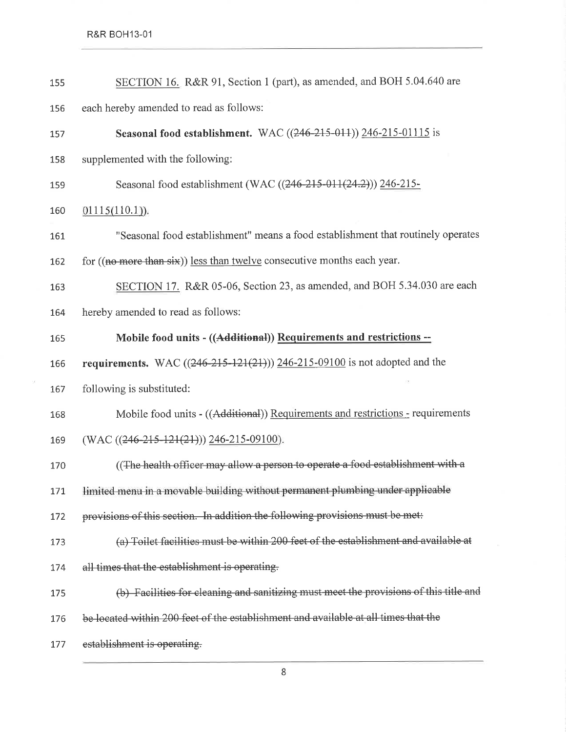SECTION 16. R&R 91, Section 1 (part), as amended, and BOH 5.04.640 are each hereby amended to read as follows:

**Seasonal food establishment.** WAC ((~~246-215-011~~)) 246-215-01115 is supplemented with the following:

Seasonal food establishment (WAC ((~~246-215-011(24.2)~~)) 246-215-01115(110.1)).

"Seasonal food establishment" means a food establishment that routinely operates for ((~~no more than six~~)) less than twelve consecutive months each year.

SECTION 17. R&R 05-06, Section 23, as amended, and BOH 5.34.030 are each hereby amended to read as follows:

**Mobile food units - ((~~Additional~~)) Requirements and restrictions -- requirements.** WAC ((~~246-215-121(21)~~)) 246-215-09100 is not adopted and the following is substituted:

Mobile food units - ((~~Additional~~)) Requirements and restrictions - requirements (WAC ((~~246-215-121(21)~~)) 246-215-09100).

((~~The health officer may allow a person to operate a food establishment with a limited menu in a movable building without permanent plumbing under applicable provisions of this section. In addition the following provisions must be met:~~

~~(a) Toilet facilities must be within 200 feet of the establishment and available at all times that the establishment is operating.~~

~~(b) Facilities for cleaning and sanitizing must meet the provisions of this title and be located within 200 feet of the establishment and available at all times that the establishment is operating.~~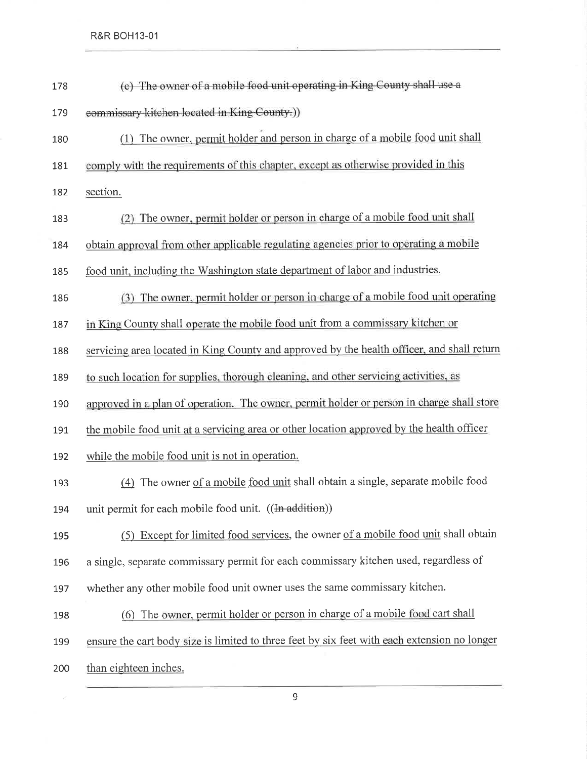~~(c) The owner of a mobile food unit operating in King County shall use a commissary kitchen located in King County.~~))

(1) The owner, permit holder and person in charge of a mobile food unit shall comply with the requirements of this chapter, except as otherwise provided in this section.

(2) The owner, permit holder or person in charge of a mobile food unit shall obtain approval from other applicable regulating agencies prior to operating a mobile food unit, including the Washington state department of labor and industries.

(3) The owner, permit holder or person in charge of a mobile food unit operating in King County shall operate the mobile food unit from a commissary kitchen or servicing area located in King County and approved by the health officer, and shall return to such location for supplies, thorough cleaning, and other servicing activities, as approved in a plan of operation. The owner, permit holder or person in charge shall store the mobile food unit at a servicing area or other location approved by the health officer while the mobile food unit is not in operation.

(4) The owner of a mobile food unit shall obtain a single, separate mobile food unit permit for each mobile food unit. ((~~In addition~~))

(5) Except for limited food services, the owner of a mobile food unit shall obtain a single, separate commissary permit for each commissary kitchen used, regardless of whether any other mobile food unit owner uses the same commissary kitchen.

(6) The owner, permit holder or person in charge of a mobile food cart shall ensure the cart body size is limited to three feet by six feet with each extension no longer than eighteen inches.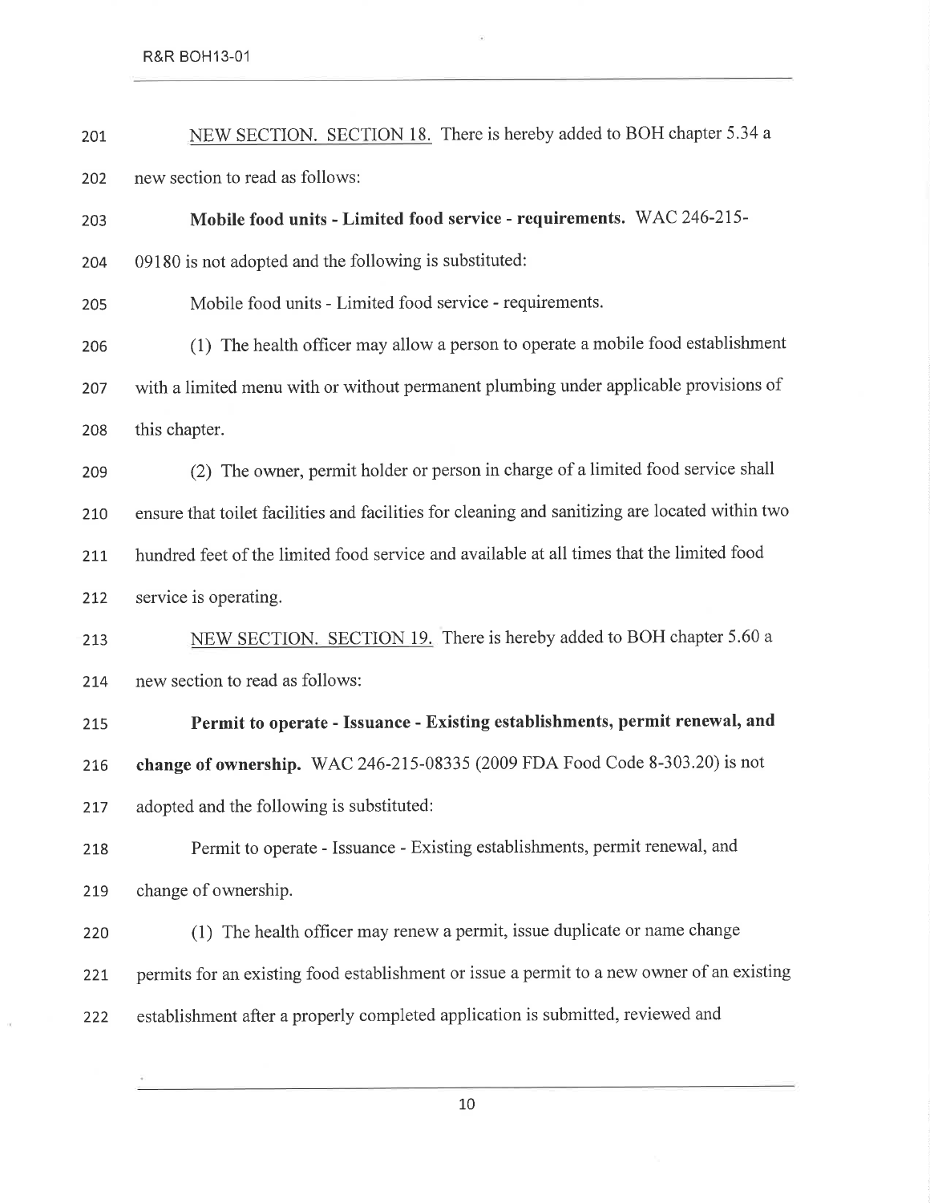<u>NEW SECTION. SECTION 18.</u> There is hereby added to BOH chapter 5.34 a new section to read as follows:

**Mobile food units - Limited food service - requirements.** WAC 246-215-09180 is not adopted and the following is substituted:

Mobile food units - Limited food service - requirements.

(1) The health officer may allow a person to operate a mobile food establishment with a limited menu with or without permanent plumbing under applicable provisions of this chapter.

(2) The owner, permit holder or person in charge of a limited food service shall ensure that toilet facilities and facilities for cleaning and sanitizing are located within two hundred feet of the limited food service and available at all times that the limited food service is operating.

<u>NEW SECTION. SECTION 19.</u> There is hereby added to BOH chapter 5.60 a new section to read as follows:

**Permit to operate - Issuance - Existing establishments, permit renewal, and change of ownership.** WAC 246-215-08335 (2009 FDA Food Code 8-303.20) is not adopted and the following is substituted:

Permit to operate - Issuance - Existing establishments, permit renewal, and change of ownership.

(1) The health officer may renew a permit, issue duplicate or name change permits for an existing food establishment or issue a permit to a new owner of an existing establishment after a properly completed application is submitted, reviewed and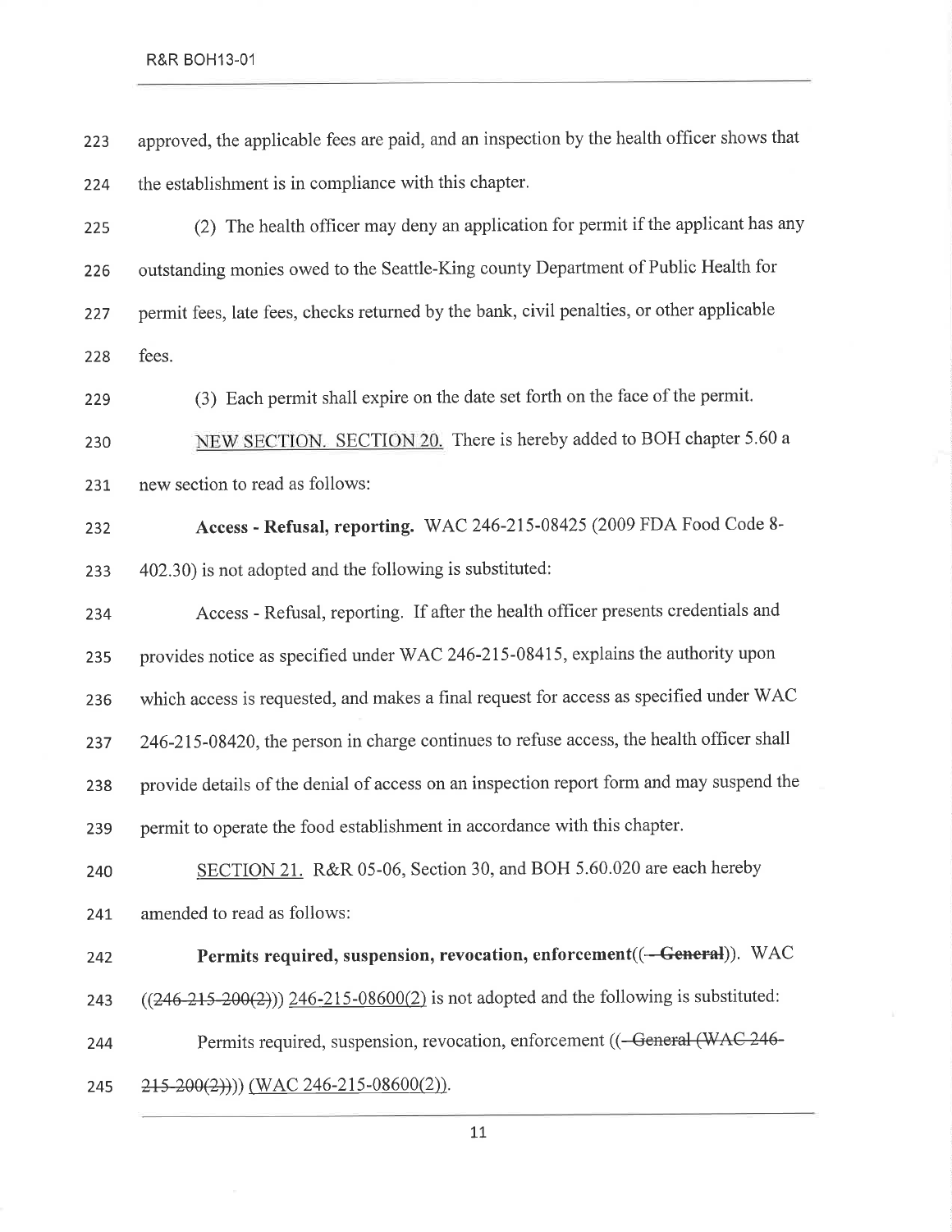approved, the applicable fees are paid, and an inspection by the health officer shows that the establishment is in compliance with this chapter.

(2) The health officer may deny an application for permit if the applicant has any outstanding monies owed to the Seattle-King county Department of Public Health for permit fees, late fees, checks returned by the bank, civil penalties, or other applicable fees.

(3) Each permit shall expire on the date set forth on the face of the permit.

<u>NEW SECTION. SECTION 20.</u> There is hereby added to BOH chapter 5.60 a new section to read as follows:

**Access - Refusal, reporting.** WAC 246-215-08425 (2009 FDA Food Code 8-402.30) is not adopted and the following is substituted:

Access - Refusal, reporting. If after the health officer presents credentials and provides notice as specified under WAC 246-215-08415, explains the authority upon which access is requested, and makes a final request for access as specified under WAC 246-215-08420, the person in charge continues to refuse access, the health officer shall provide details of the denial of access on an inspection report form and may suspend the permit to operate the food establishment in accordance with this chapter.

<u>SECTION 21.</u> R&R 05-06, Section 30, and BOH 5.60.020 are each hereby amended to read as follows:

**Permits required, suspension, revocation, enforcement**((~~- General~~)). WAC ((~~246-215-200(2)~~)) <u>246-215-08600(2)</u> is not adopted and the following is substituted:

Permits required, suspension, revocation, enforcement ((~~- General (WAC 246-215-200(2))~~)) <u>(WAC 246-215-08600(2))</u>.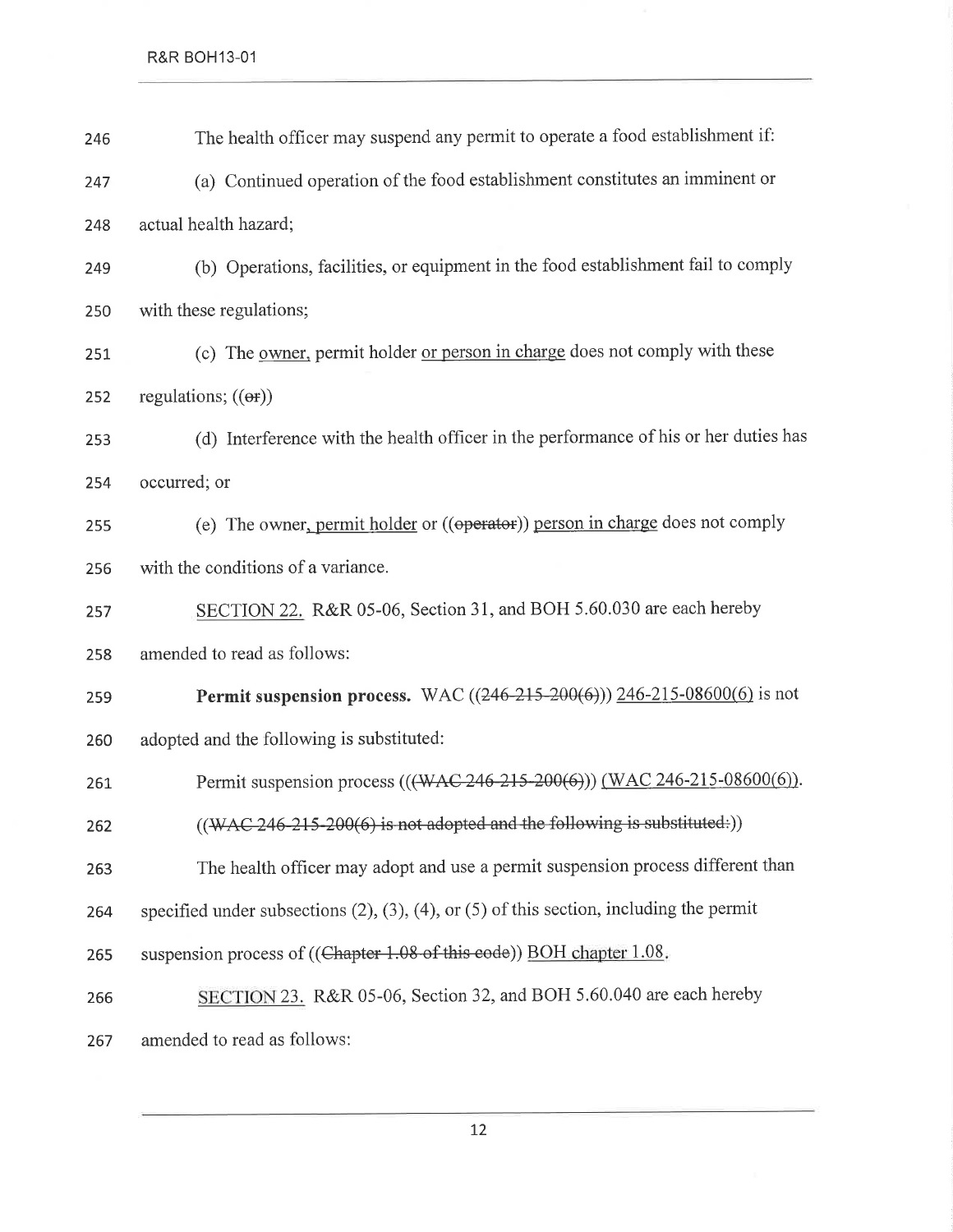246 The health officer may suspend any permit to operate a food establishment if:

247 (a) Continued operation of the food establishment constitutes an imminent or

248 actual health hazard;

249 (b) Operations, facilities, or equipment in the food establishment fail to comply

250 with these regulations;

251 (c) The owner, permit holder or person in charge does not comply with these

252 regulations; ((~~or~~))

253 (d) Interference with the health officer in the performance of his or her duties has

254 occurred; or

255 (e) The owner, permit holder or ((~~operator~~)) person in charge does not comply

256 with the conditions of a variance.

257 SECTION 22. R&R 05-06, Section 31, and BOH 5.60.030 are each hereby

258 amended to read as follows:

259 **Permit suspension process.** WAC ((~~246-215-200(6)~~)) 246-215-08600(6) is not

260 adopted and the following is substituted:

261 Permit suspension process ((~~(WAC 246-215-200(6)~~)) (WAC 246-215-08600(6)).

262 ((~~WAC 246-215-200(6) is not adopted and the following is substituted:~~))

263 The health officer may adopt and use a permit suspension process different than

264 specified under subsections (2), (3), (4), or (5) of this section, including the permit

265 suspension process of ((~~Chapter 1.08 of this code~~)) BOH chapter 1.08.

266 SECTION 23. R&R 05-06, Section 32, and BOH 5.60.040 are each hereby

267 amended to read as follows: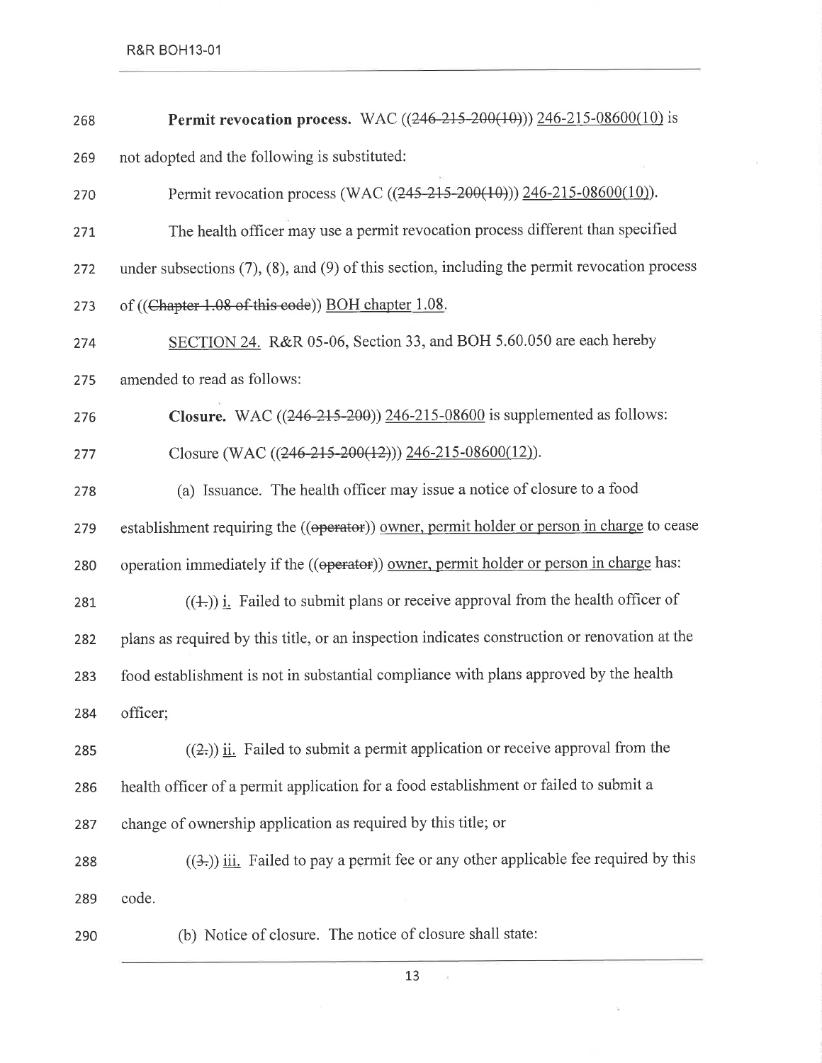**Permit revocation process.** WAC ((~~246-215-200(10)~~)) <u>246-215-08600(10)</u> is not adopted and the following is substituted:

Permit revocation process (WAC ((~~245-215-200(10)~~)) <u>246-215-08600(10)</u>).

The health officer may use a permit revocation process different than specified under subsections (7), (8), and (9) of this section, including the permit revocation process of ((~~Chapter 1.08 of this code~~)) <u>BOH chapter 1.08</u>.

<u>SECTION 24.</u> R&R 05-06, Section 33, and BOH 5.60.050 are each hereby amended to read as follows:

**Closure.** WAC ((~~246-215-200~~)) <u>246-215-08600</u> is supplemented as follows:

Closure (WAC ((~~246-215-200(12)~~)) <u>246-215-08600(12)</u>).

(a) Issuance. The health officer may issue a notice of closure to a food establishment requiring the ((~~operator~~)) <u>owner, permit holder or person in charge</u> to cease operation immediately if the ((~~operator~~)) <u>owner, permit holder or person in charge</u> has:

((~~1.~~)) <u>i.</u> Failed to submit plans or receive approval from the health officer of plans as required by this title, or an inspection indicates construction or renovation at the food establishment is not in substantial compliance with plans approved by the health officer;

((~~2.~~)) <u>ii.</u> Failed to submit a permit application or receive approval from the health officer of a permit application for a food establishment or failed to submit a change of ownership application as required by this title; or

((~~3.~~)) <u>iii.</u> Failed to pay a permit fee or any other applicable fee required by this code.

(b) Notice of closure. The notice of closure shall state: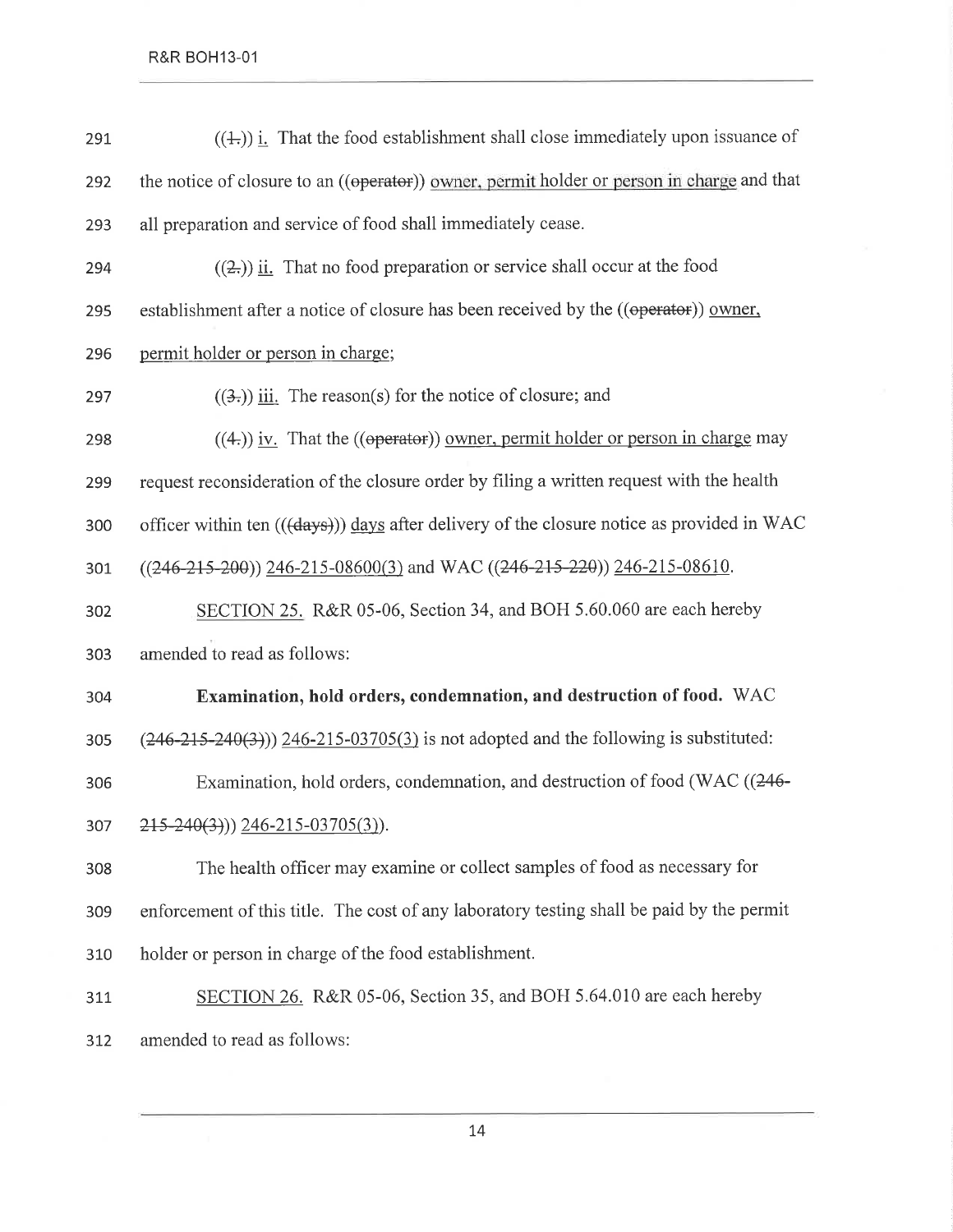((~~1.~~)) i. That the food establishment shall close immediately upon issuance of the notice of closure to an ((~~operator~~)) owner, permit holder or person in charge and that all preparation and service of food shall immediately cease.

((~~2.~~)) ii. That no food preparation or service shall occur at the food establishment after a notice of closure has been received by the ((~~operator~~)) owner, permit holder or person in charge;

((~~3.~~)) iii. The reason(s) for the notice of closure; and

((~~4.~~)) iv. That the ((~~operator~~)) owner, permit holder or person in charge may request reconsideration of the closure order by filing a written request with the health officer within ten (((~~days~~))) days after delivery of the closure notice as provided in WAC ((~~246-215-200~~)) 246-215-08600(3) and WAC ((~~246-215-220~~)) 246-215-08610.

SECTION 25. R&R 05-06, Section 34, and BOH 5.60.060 are each hereby amended to read as follows:

**Examination, hold orders, condemnation, and destruction of food.** WAC (~~246-215-240(3)~~)) 246-215-03705(3) is not adopted and the following is substituted:

Examination, hold orders, condemnation, and destruction of food (WAC ((~~246-215-240(3)~~)) 246-215-03705(3)).

The health officer may examine or collect samples of food as necessary for enforcement of this title. The cost of any laboratory testing shall be paid by the permit holder or person in charge of the food establishment.

SECTION 26. R&R 05-06, Section 35, and BOH 5.64.010 are each hereby amended to read as follows: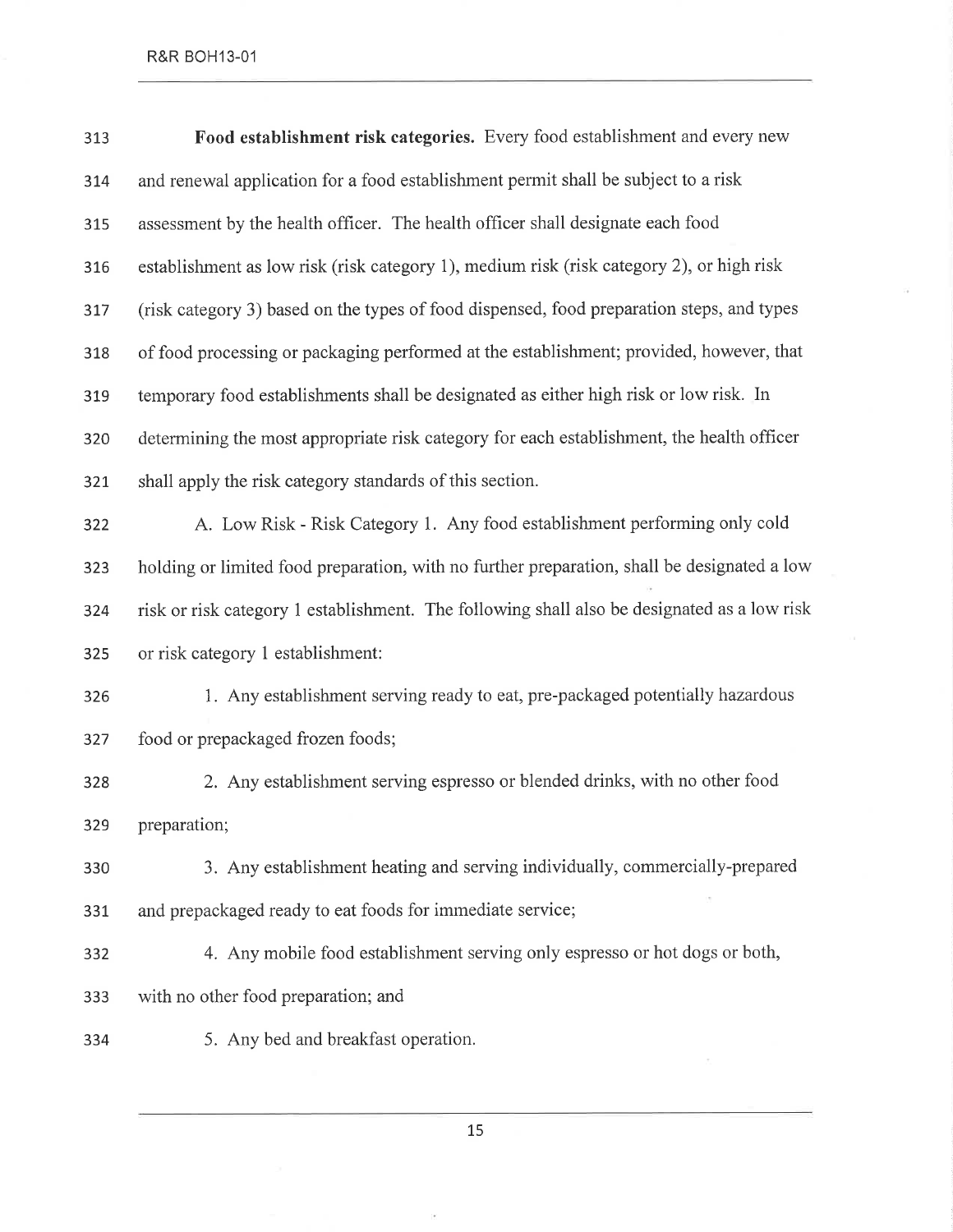**Food establishment risk categories.** Every food establishment and every new and renewal application for a food establishment permit shall be subject to a risk assessment by the health officer. The health officer shall designate each food establishment as low risk (risk category 1), medium risk (risk category 2), or high risk (risk category 3) based on the types of food dispensed, food preparation steps, and types of food processing or packaging performed at the establishment; provided, however, that temporary food establishments shall be designated as either high risk or low risk. In determining the most appropriate risk category for each establishment, the health officer shall apply the risk category standards of this section.

A. Low Risk - Risk Category 1. Any food establishment performing only cold holding or limited food preparation, with no further preparation, shall be designated a low risk or risk category 1 establishment. The following shall also be designated as a low risk or risk category 1 establishment:

1. Any establishment serving ready to eat, pre-packaged potentially hazardous food or prepackaged frozen foods;

2. Any establishment serving espresso or blended drinks, with no other food preparation;

3. Any establishment heating and serving individually, commercially-prepared and prepackaged ready to eat foods for immediate service;

4. Any mobile food establishment serving only espresso or hot dogs or both, with no other food preparation; and

5. Any bed and breakfast operation.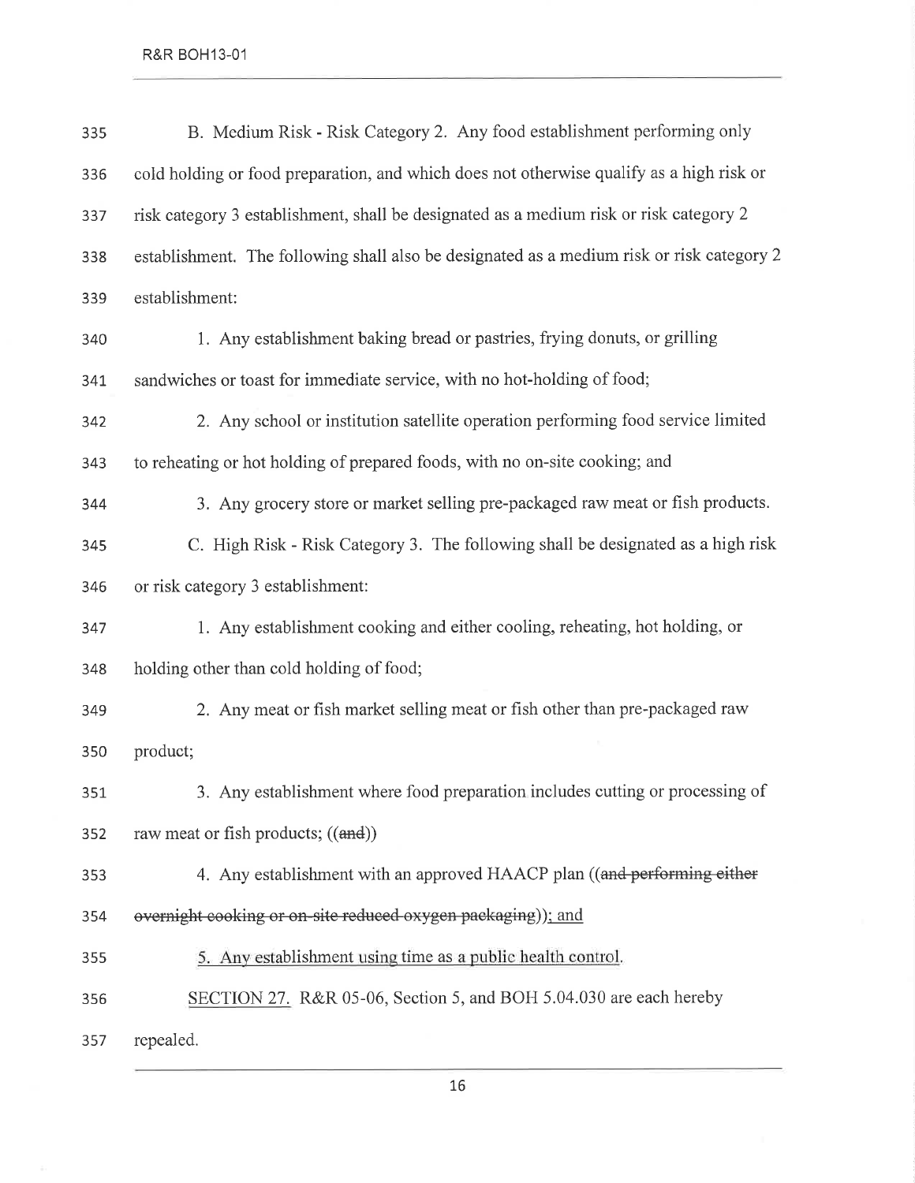B. Medium Risk - Risk Category 2. Any food establishment performing only cold holding or food preparation, and which does not otherwise qualify as a high risk or risk category 3 establishment, shall be designated as a medium risk or risk category 2 establishment. The following shall also be designated as a medium risk or risk category 2 establishment:

1. Any establishment baking bread or pastries, frying donuts, or grilling sandwiches or toast for immediate service, with no hot-holding of food;

2. Any school or institution satellite operation performing food service limited to reheating or hot holding of prepared foods, with no on-site cooking; and

3. Any grocery store or market selling pre-packaged raw meat or fish products.

C. High Risk - Risk Category 3. The following shall be designated as a high risk or risk category 3 establishment:

1. Any establishment cooking and either cooling, reheating, hot holding, or holding other than cold holding of food;

2. Any meat or fish market selling meat or fish other than pre-packaged raw product;

3. Any establishment where food preparation includes cutting or processing of raw meat or fish products; ((~~and~~))

4. Any establishment with an approved HAACP plan ((~~and performing either overnight cooking or on-site reduced oxygen packaging~~)); and

5. Any establishment using time as a public health control.

SECTION 27. R&R 05-06, Section 5, and BOH 5.04.030 are each hereby repealed.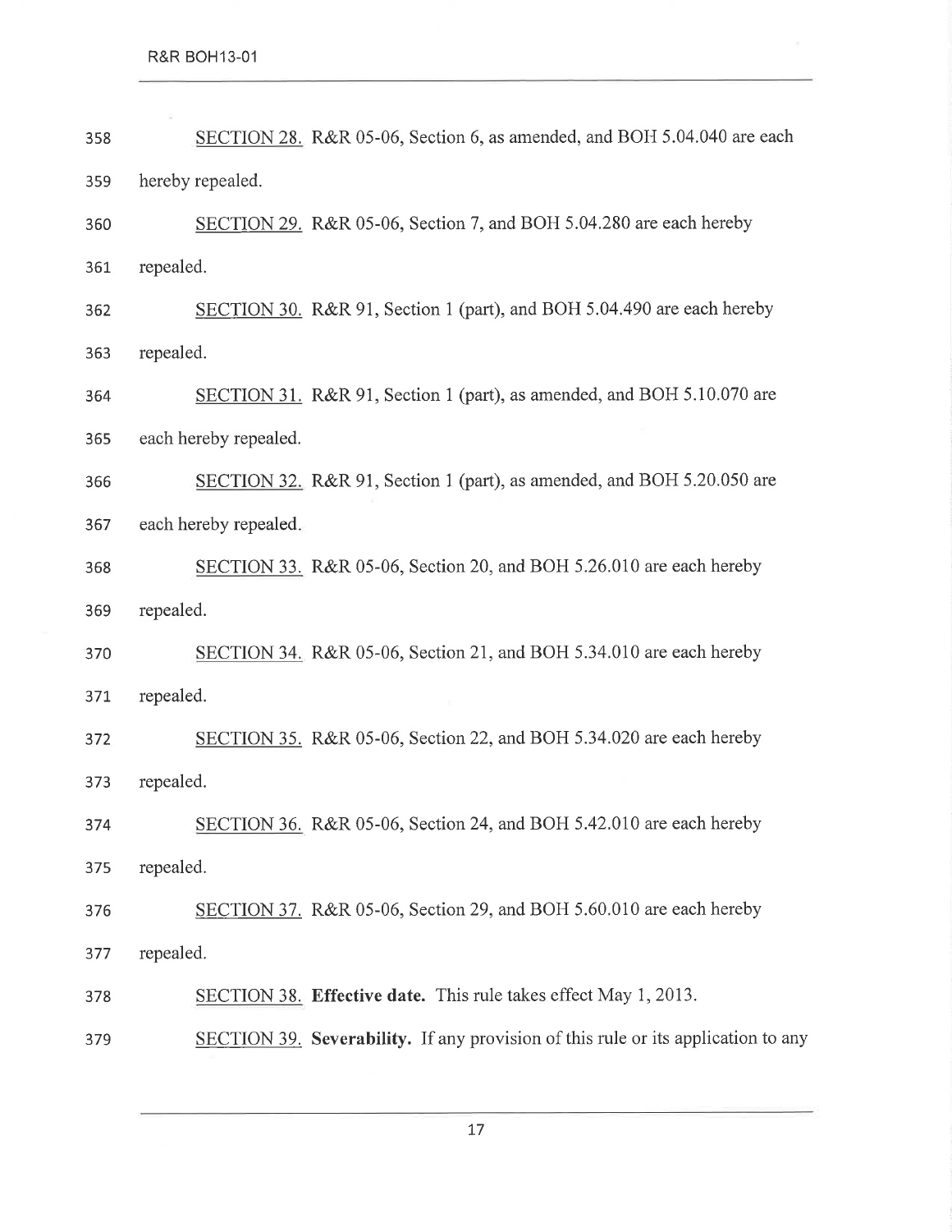SECTION 28. R&R 05-06, Section 6, as amended, and BOH 5.04.040 are each hereby repealed.

SECTION 29. R&R 05-06, Section 7, and BOH 5.04.280 are each hereby repealed.

SECTION 30. R&R 91, Section 1 (part), and BOH 5.04.490 are each hereby repealed.

SECTION 31. R&R 91, Section 1 (part), as amended, and BOH 5.10.070 are each hereby repealed.

SECTION 32. R&R 91, Section 1 (part), as amended, and BOH 5.20.050 are each hereby repealed.

SECTION 33. R&R 05-06, Section 20, and BOH 5.26.010 are each hereby repealed.

SECTION 34. R&R 05-06, Section 21, and BOH 5.34.010 are each hereby repealed.

SECTION 35. R&R 05-06, Section 22, and BOH 5.34.020 are each hereby repealed.

SECTION 36. R&R 05-06, Section 24, and BOH 5.42.010 are each hereby repealed.

SECTION 37. R&R 05-06, Section 29, and BOH 5.60.010 are each hereby repealed.

SECTION 38. **Effective date.** This rule takes effect May 1, 2013.

SECTION 39. **Severability.** If any provision of this rule or its application to any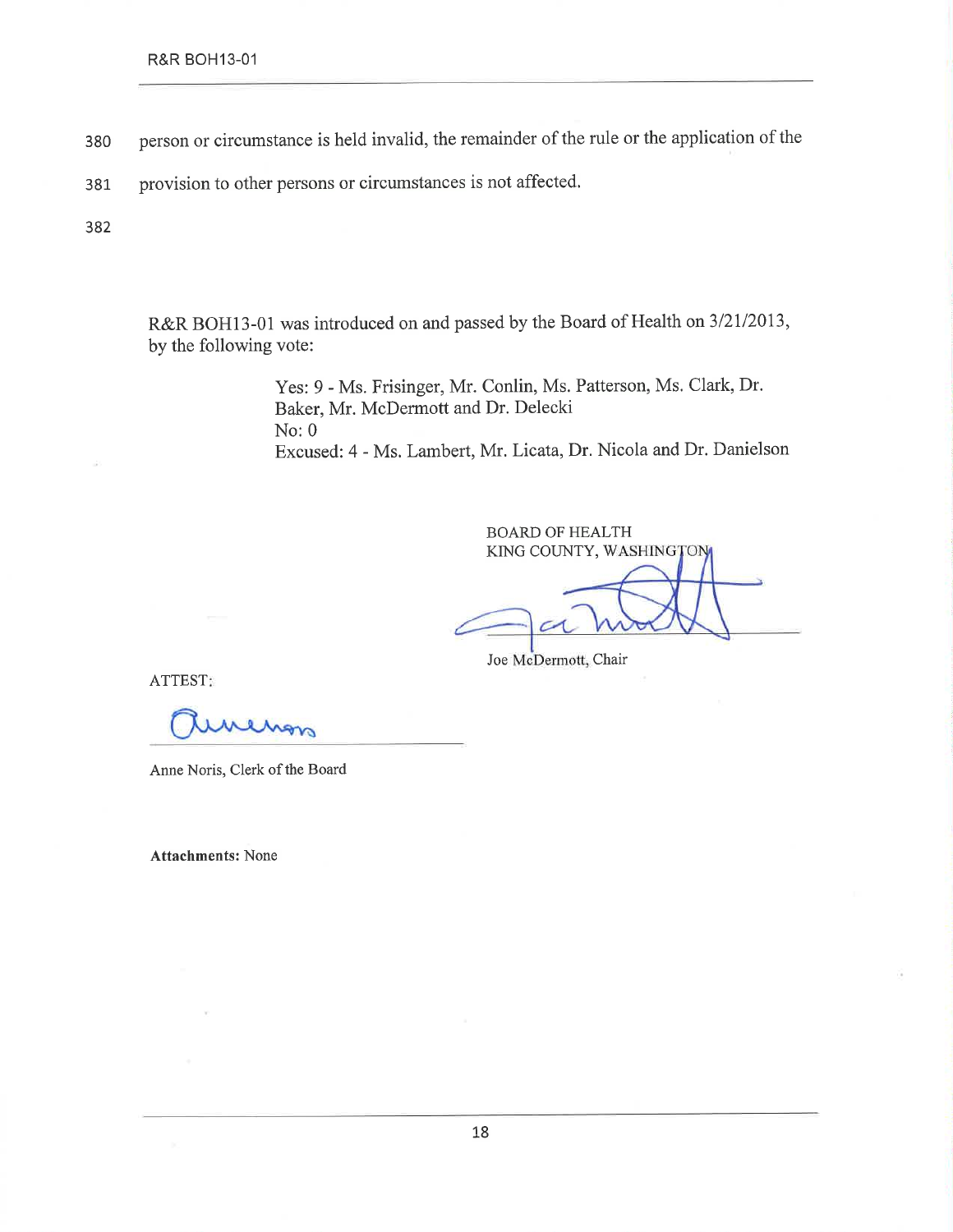380 person or circumstance is held invalid, the remainder of the rule or the application of the

381 provision to other persons or circumstances is not affected.

382

R&R BOH13-01 was introduced on and passed by the Board of Health on 3/21/2013, by the following vote:

Yes: 9 - Ms. Frisinger, Mr. Conlin, Ms. Patterson, Ms. Clark, Dr. Baker, Mr. McDermott and Dr. Delecki
No: 0
Excused: 4 - Ms. Lambert, Mr. Licata, Dr. Nicola and Dr. Danielson

BOARD OF HEALTH
KING COUNTY, WASHINGTON

Joe McDermott, Chair

ATTEST:

Anne Noris, Clerk of the Board

**Attachments:** None